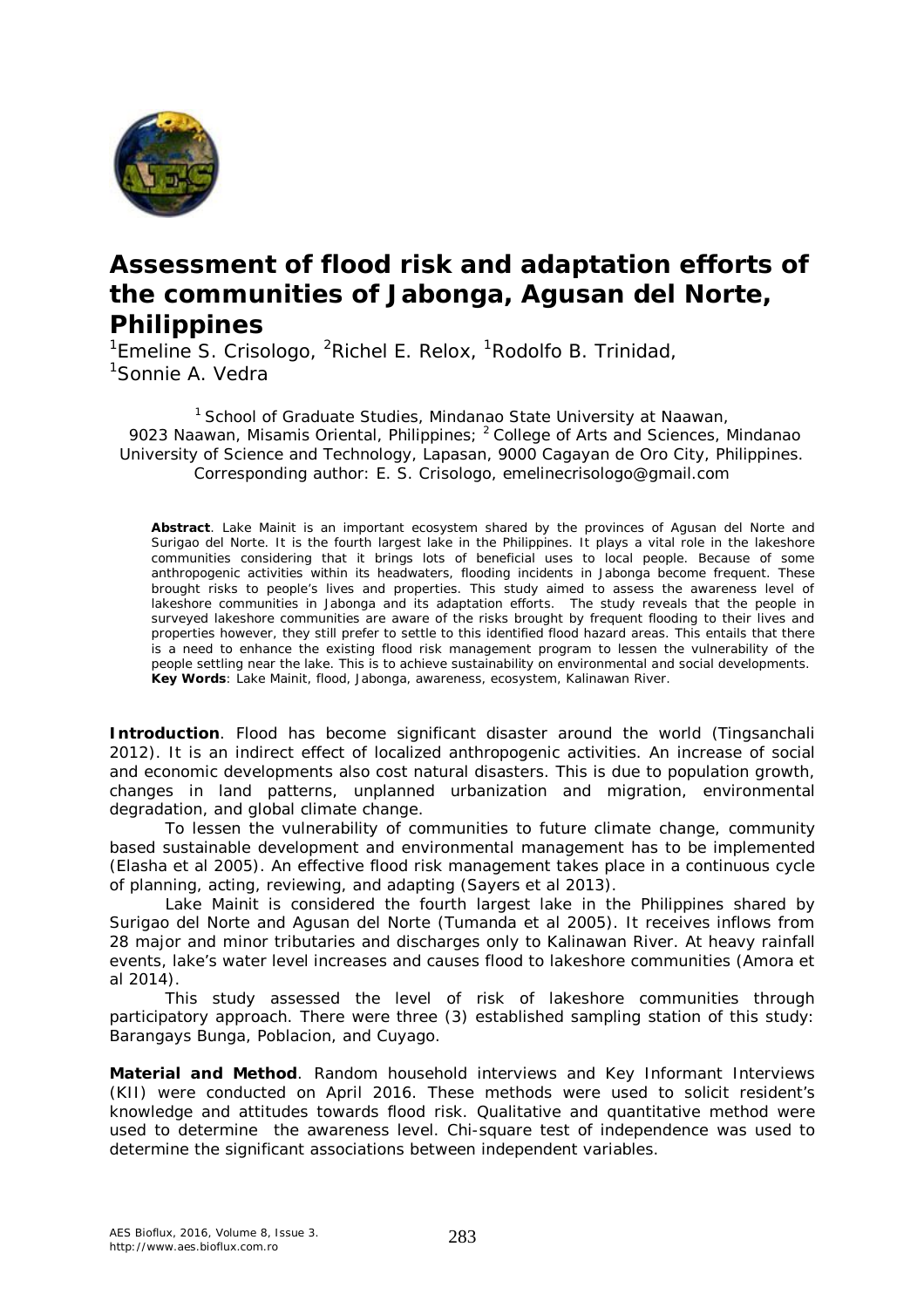# Assessment of flood risk and adaptation efforts of the communities of Jabonga, Agusan del Norte, Philippines

[1]Emeline S. Crisologo, [2]Richel E. Relox, [1]Rodolfo B. Trinidad, [1]Sonnie A. Vedra

[1] School of Graduate Studies, Mindanao State University at Naawan, 9023 Naawan, Misamis Oriental, Philippines; [2] College of Arts and Sciences, Mindanao University of Science and Technology, Lapasan, 9000 Cagayan de Oro City, Philippines. Corresponding author: E. S. Crisologo, emelinecrisologo@gmail.com

**Abstract**. Lake Mainit is an important ecosystem shared by the provinces of Agusan del Norte and Surigao del Norte. It is the fourth largest lake in the Philippines. It plays a vital role in the lakeshore communities considering that it brings lots of beneficial uses to local people. Because of some anthropogenic activities within its headwaters, flooding incidents in Jabonga become frequent. These brought risks to people's lives and properties. This study aimed to assess the awareness level of lakeshore communities in Jabonga and its adaptation efforts. The study reveals that the people in surveyed lakeshore communities are aware of the risks brought by frequent flooding to their lives and properties however, they still prefer to settle to this identified flood hazard areas. This entails that there is a need to enhance the existing flood risk management program to lessen the vulnerability of the people settling near the lake. This is to achieve sustainability on environmental and social developments.
**Key Words**: Lake Mainit, flood, Jabonga, awareness, ecosystem, Kalinawan River.

**Introduction**. Flood has become significant disaster around the world (Tingsanchali 2012). It is an indirect effect of localized anthropogenic activities. An increase of social and economic developments also cost natural disasters. This is due to population growth, changes in land patterns, unplanned urbanization and migration, environmental degradation, and global climate change.

To lessen the vulnerability of communities to future climate change, community based sustainable development and environmental management has to be implemented (Elasha et al 2005). An effective flood risk management takes place in a continuous cycle of planning, acting, reviewing, and adapting (Sayers et al 2013).

Lake Mainit is considered the fourth largest lake in the Philippines shared by Surigao del Norte and Agusan del Norte (Tumanda et al 2005). It receives inflows from 28 major and minor tributaries and discharges only to Kalinawan River. At heavy rainfall events, lake's water level increases and causes flood to lakeshore communities (Amora et al 2014).

This study assessed the level of risk of lakeshore communities through participatory approach. There were three (3) established sampling station of this study: Barangays Bunga, Poblacion, and Cuyago.

**Material and Method**. Random household interviews and Key Informant Interviews (KII) were conducted on April 2016. These methods were used to solicit resident's knowledge and attitudes towards flood risk. Qualitative and quantitative method were used to determine the awareness level. Chi-square test of independence was used to determine the significant associations between independent variables.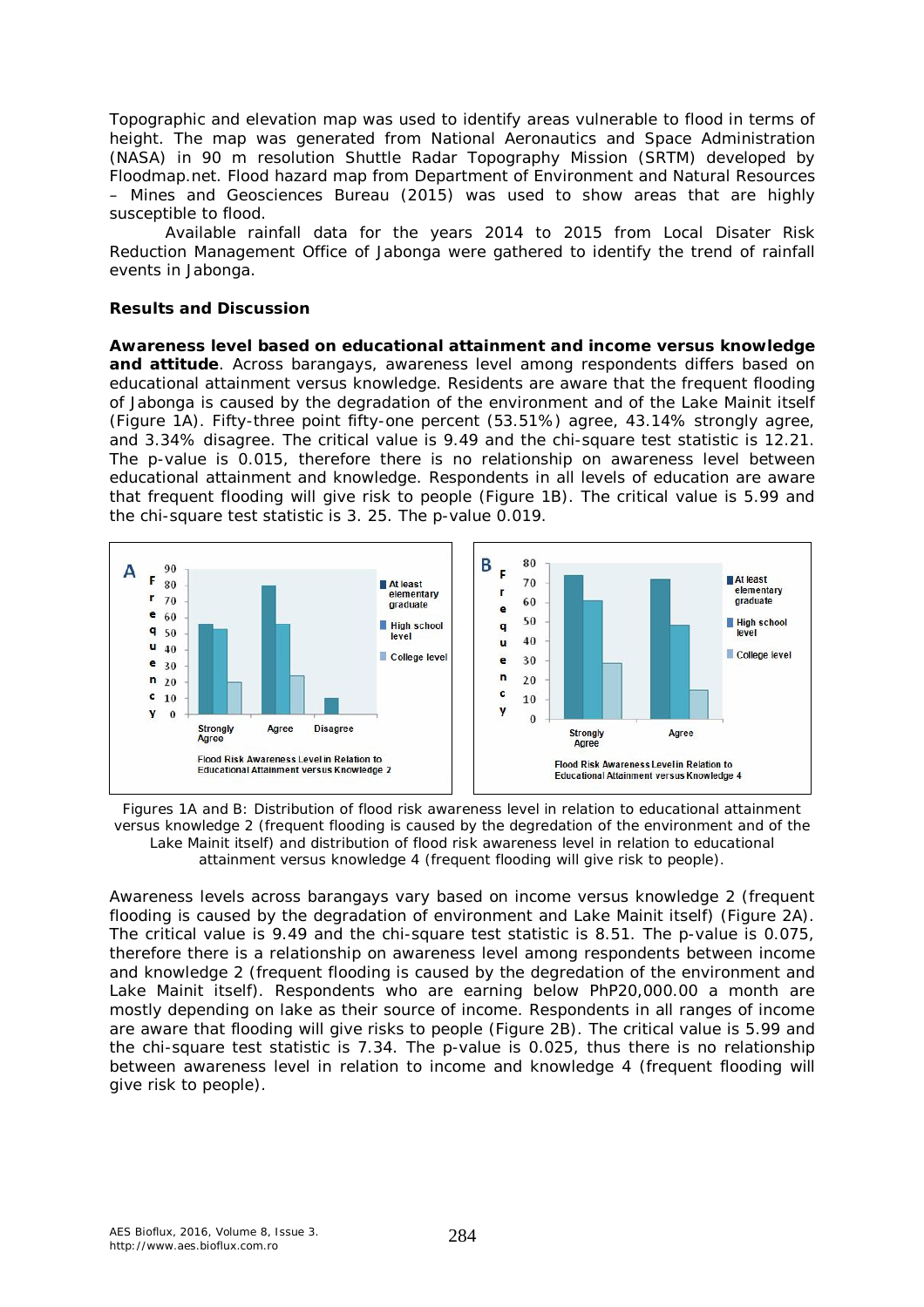Topographic and elevation map was used to identify areas vulnerable to flood in terms of height. The map was generated from National Aeronautics and Space Administration (NASA) in 90 m resolution Shuttle Radar Topography Mission (SRTM) developed by Floodmap.net. Flood hazard map from Department of Environment and Natural Resources – Mines and Geosciences Bureau (2015) was used to show areas that are highly susceptible to flood.

Available rainfall data for the years 2014 to 2015 from Local Disater Risk Reduction Management Office of Jabonga were gathered to identify the trend of rainfall events in Jabonga.

## Results and Discussion

**Awareness level based on educational attainment and income versus knowledge and attitude**. Across barangays, awareness level among respondents differs based on educational attainment versus knowledge. Residents are aware that the frequent flooding of Jabonga is caused by the degradation of the environment and of the Lake Mainit itself (Figure 1A). Fifty-three point fifty-one percent (53.51%) agree, 43.14% strongly agree, and 3.34% disagree. The critical value is 9.49 and the chi-square test statistic is 12.21. The p-value is 0.015, therefore there is no relationship on awareness level between educational attainment and knowledge. Respondents in all levels of education are aware that frequent flooding will give risk to people (Figure 1B). The critical value is 5.99 and the chi-square test statistic is 3. 25. The p-value 0.019.

A

Frequency

90
80
70
60
50
40
30
20
10
0

Strongly Agree
Agree
Disagree

At least elementary graduate
High school level
College level

Flood Risk Awareness Level in Relation to Educational Attainment versus Knowledge 2

B

Frequency

80
70
60
50
40
30
20
10
0

Strongly Agree
Agree

At least elementary graduate
High school level
College level

Flood Risk Awareness Level in Relation to Educational Attainment versus Knowledge 4

Figures 1A and B: Distribution of flood risk awareness level in relation to educational attainment versus knowledge 2 (frequent flooding is caused by the degredation of the environment and of the Lake Mainit itself) and distribution of flood risk awareness level in relation to educational attainment versus knowledge 4 (frequent flooding will give risk to people).

Awareness levels across barangays vary based on income versus knowledge 2 (frequent flooding is caused by the degradation of environment and Lake Mainit itself) (Figure 2A). The critical value is 9.49 and the chi-square test statistic is 8.51. The p-value is 0.075, therefore there is a relationship on awareness level among respondents between income and knowledge 2 (frequent flooding is caused by the degredation of the environment and Lake Mainit itself). Respondents who are earning below PhP20,000.00 a month are mostly depending on lake as their source of income. Respondents in all ranges of income are aware that flooding will give risks to people (Figure 2B). The critical value is 5.99 and the chi-square test statistic is 7.34. The p-value is 0.025, thus there is no relationship between awareness level in relation to income and knowledge 4 (frequent flooding will give risk to people).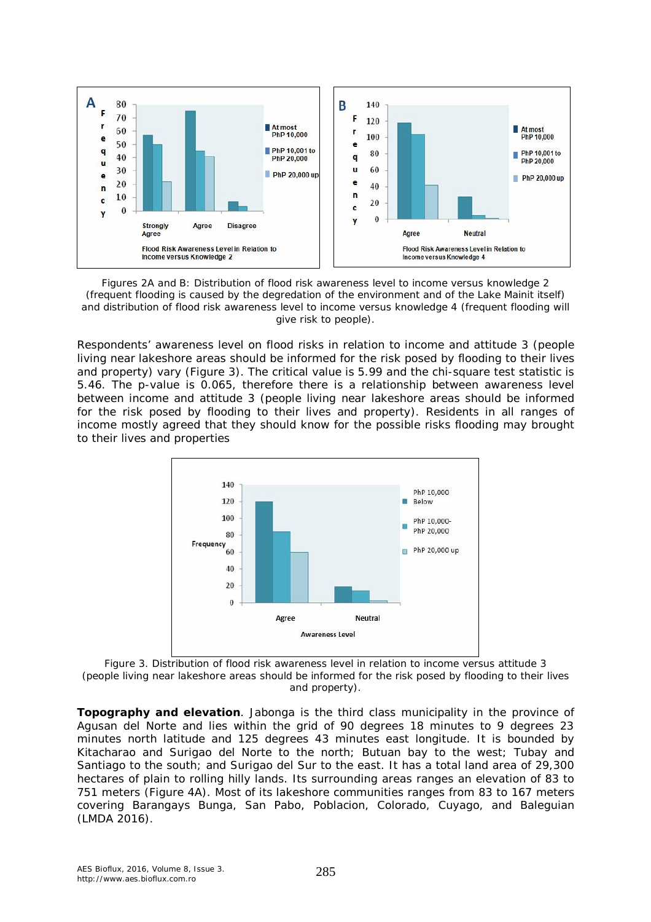A

Frequency

80
70
60
50
40
30
20
10
0

Strongly Agree
Agree
Disagree

At most PhP 10,000
PhP 10,001 to PhP 20,000
PhP 20,000 up

Flood Risk Awareness Level in Relation to Income versus Knowledge 2

B

Frequency

140
120
100
80
60
40
20
0

Agree
Neutral

At most PhP 10,000
PhP 10,001 to PhP 20,000
PhP 20,000 up

Flood Risk Awareness Level in Relation to Income versus Knowledge 4

Figures 2A and B: Distribution of flood risk awareness level to income versus knowledge 2 (frequent flooding is caused by the degredation of the environment and of the Lake Mainit itself) and distribution of flood risk awareness level to income versus knowledge 4 (frequent flooding will give risk to people).

Respondents' awareness level on flood risks in relation to income and attitude 3 (people living near lakeshore areas should be informed for the risk posed by flooding to their lives and property) vary (Figure 3). The critical value is 5.99 and the chi-square test statistic is 5.46. The p-value is 0.065, therefore there is a relationship between awareness level between income and attitude 3 (people living near lakeshore areas should be informed for the risk posed by flooding to their lives and property). Residents in all ranges of income mostly agreed that they should know for the possible risks flooding may brought to their lives and properties

Frequency

140
120
100
80
60
40
20
0

Agree
Neutral

Awareness Level

PhP 10,000 Below
PhP 10,000-PhP 20,000
PhP 20,000 up

Figure 3. Distribution of flood risk awareness level in relation to income versus attitude 3 (people living near lakeshore areas should be informed for the risk posed by flooding to their lives and property).

**Topography and elevation**. Jabonga is the third class municipality in the province of Agusan del Norte and lies within the grid of 90 degrees 18 minutes to 9 degrees 23 minutes north latitude and 125 degrees 43 minutes east longitude. It is bounded by Kitacharao and Surigao del Norte to the north; Butuan bay to the west; Tubay and Santiago to the south; and Surigao del Sur to the east. It has a total land area of 29,300 hectares of plain to rolling hilly lands. Its surrounding areas ranges an elevation of 83 to 751 meters (Figure 4A). Most of its lakeshore communities ranges from 83 to 167 meters covering Barangays Bunga, San Pabo, Poblacion, Colorado, Cuyago, and Baleguian (LMDA 2016).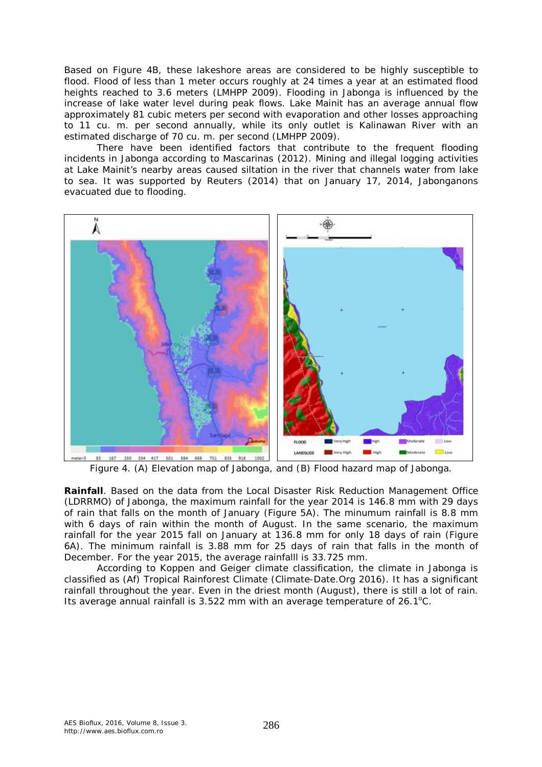Based on Figure 4B, these lakeshore areas are considered to be highly susceptible to flood. Flood of less than 1 meter occurs roughly at 24 times a year at an estimated flood heights reached to 3.6 meters (LMHPP 2009). Flooding in Jabonga is influenced by the increase of lake water level during peak flows. Lake Mainit has an average annual flow approximately 81 cubic meters per second with evaporation and other losses approaching to 11 cu. m. per second annually, while its only outlet is Kalinawan River with an estimated discharge of 70 cu. m. per second (LMHPP 2009).

There have been identified factors that contribute to the frequent flooding incidents in Jabonga according to Mascarinas (2012). Mining and illegal logging activities at Lake Mainit's nearby areas caused siltation in the river that channels water from lake to sea. It was supported by Reuters (2014) that on January 17, 2014, Jabonganons evacuated due to flooding.

meter 0 83 167 250 334 417 501 584 668 751 835 918 1002

FLOOD Very High High Moderate Low

LANDSLIDE Very High High Moderate Low

Figure 4. (A) Elevation map of Jabonga, and (B) Flood hazard map of Jabonga.

**Rainfall**. Based on the data from the Local Disaster Risk Reduction Management Office (LDRRMO) of Jabonga, the maximum rainfall for the year 2014 is 146.8 mm with 29 days of rain that falls on the month of January (Figure 5A). The minumum rainfall is 8.8 mm with 6 days of rain within the month of August. In the same scenario, the maximum rainfall for the year 2015 fall on January at 136.8 mm for only 18 days of rain (Figure 6A). The minimum rainfall is 3.88 mm for 25 days of rain that falls in the month of December. For the year 2015, the average rainfalll is 33.725 mm.

According to Koppen and Geiger climate classification, the climate in Jabonga is classified as (Af) Tropical Rainforest Climate (Climate-Date.Org 2016). It has a significant rainfall throughout the year. Even in the driest month (August), there is still a lot of rain. Its average annual rainfall is 3.522 mm with an average temperature of 26.1°C.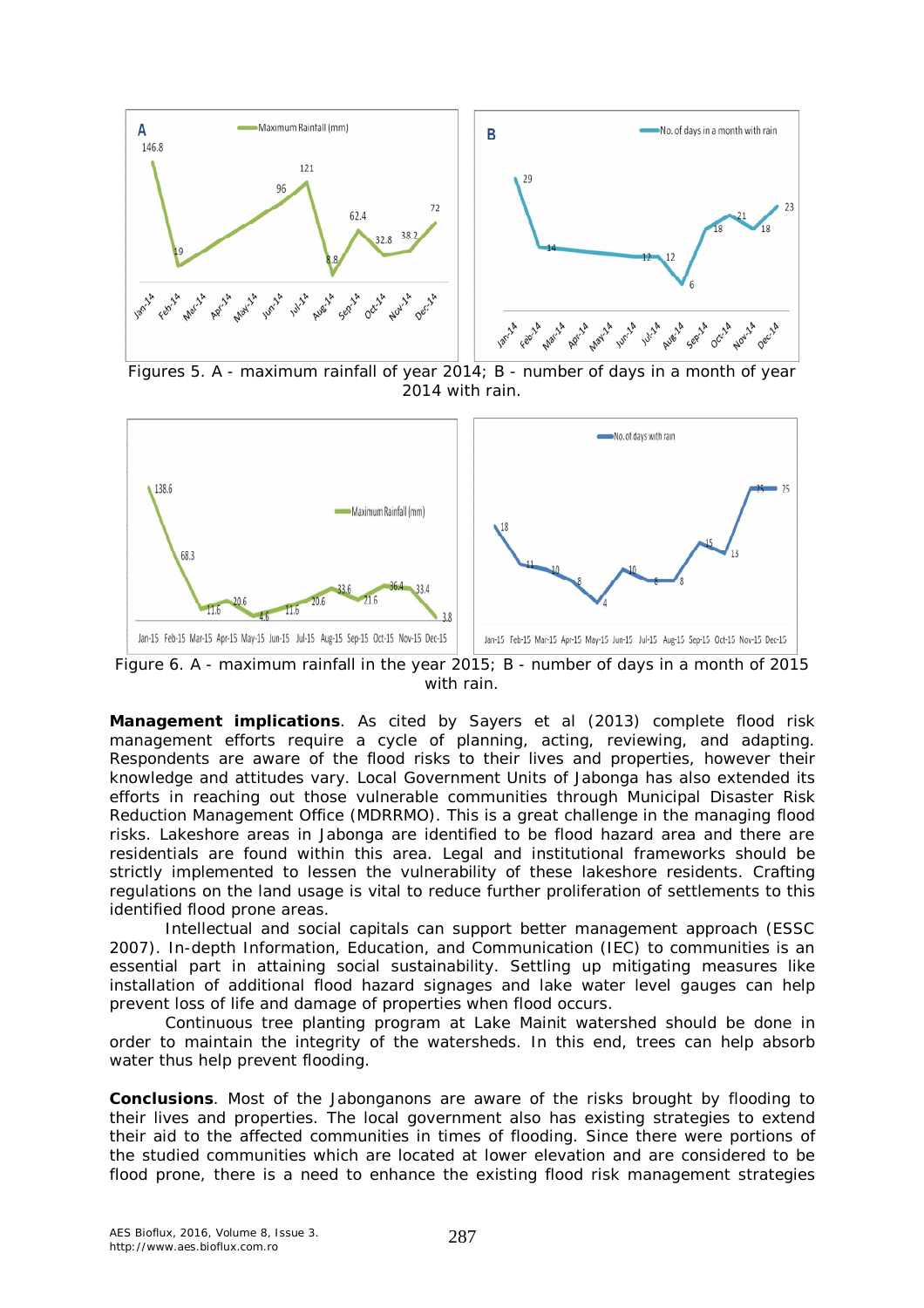A

Maximum Rainfall (mm)

146.8

19

96

121

8.8

62.4

32.8

38.2

72

Jan-14 Feb-14 Mar-14 Apr-14 May-14 Jun-14 Jul-14 Aug-14 Sep-14 Oct-14 Nov-14 Dec-14

B

No. of days in a month with rain

29

14

12

12

6

18

21

18

23

Jan-14 Feb-14 Mar-14 Apr-14 May-14 Jun-14 Jul-14 Aug-14 Sep-14 Oct-14 Nov-14 Dec-14

Figures 5. A - maximum rainfall of year 2014; B - number of days in a month of year 2014 with rain.

138.6

Maximum Rainfall (mm)

68.3

11.6

20.6

4.6

11.6

20.6

33.6

21.6

36.4

33.4

3.8

Jan-15 Feb-15 Mar-15 Apr-15 May-15 Jun-15 Jul-15 Aug-15 Sep-15 Oct-15 Nov-15 Dec-15

No. of days with rain

18

11

10

8

4

10

8

8

15

13

25

25

Jan-15 Feb-15 Mar-15 Apr-15 May-15 Jun-15 Jul-15 Aug-15 Sep-15 Oct-15 Nov-15 Dec-15

Figure 6. A - maximum rainfall in the year 2015; B - number of days in a month of 2015 with rain.

**Management implications**. As cited by Sayers et al (2013) complete flood risk management efforts require a cycle of planning, acting, reviewing, and adapting. Respondents are aware of the flood risks to their lives and properties, however their knowledge and attitudes vary. Local Government Units of Jabonga has also extended its efforts in reaching out those vulnerable communities through Municipal Disaster Risk Reduction Management Office (MDRRMO). This is a great challenge in the managing flood risks. Lakeshore areas in Jabonga are identified to be flood hazard area and there are residentials are found within this area. Legal and institutional frameworks should be strictly implemented to lessen the vulnerability of these lakeshore residents. Crafting regulations on the land usage is vital to reduce further proliferation of settlements to this identified flood prone areas.

Intellectual and social capitals can support better management approach (ESSC 2007). In-depth Information, Education, and Communication (IEC) to communities is an essential part in attaining social sustainability. Settling up mitigating measures like installation of additional flood hazard signages and lake water level gauges can help prevent loss of life and damage of properties when flood occurs.

Continuous tree planting program at Lake Mainit watershed should be done in order to maintain the integrity of the watersheds. In this end, trees can help absorb water thus help prevent flooding.

**Conclusions**. Most of the Jabonganons are aware of the risks brought by flooding to their lives and properties. The local government also has existing strategies to extend their aid to the affected communities in times of flooding. Since there were portions of the studied communities which are located at lower elevation and are considered to be flood prone, there is a need to enhance the existing flood risk management strategies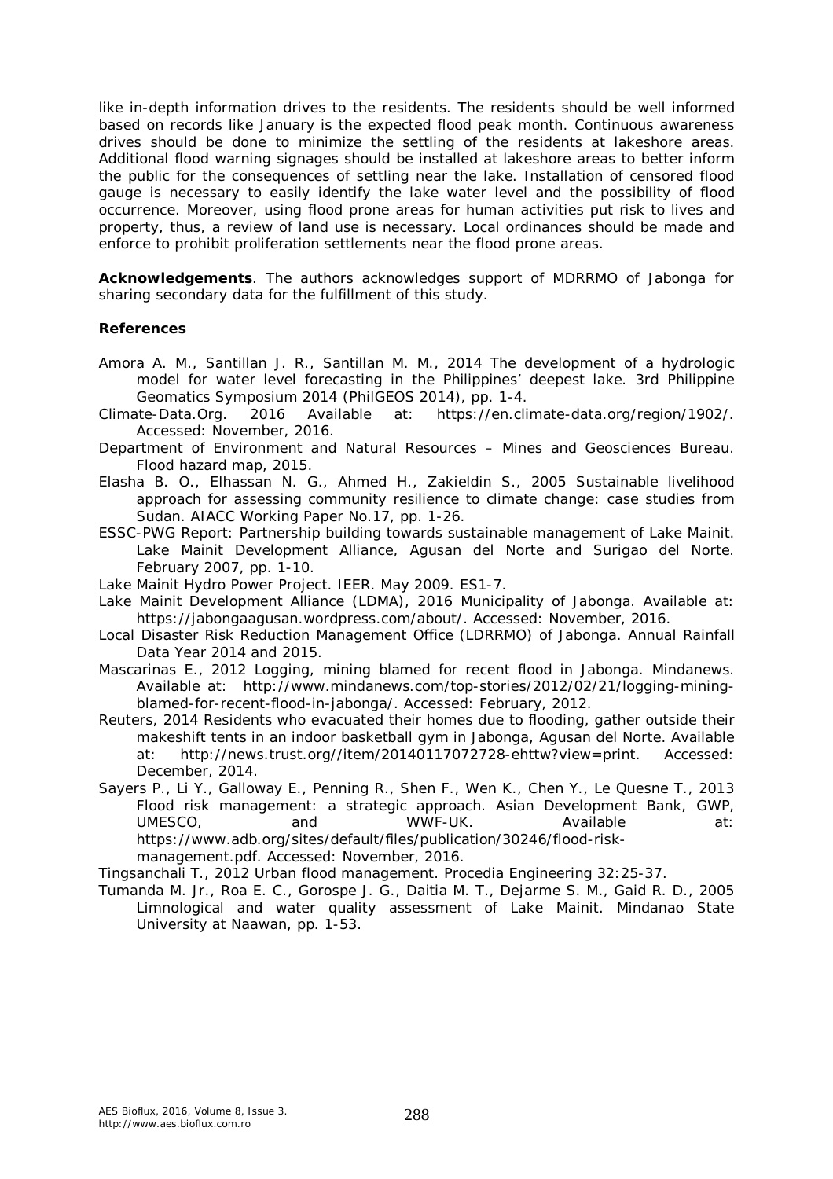like in-depth information drives to the residents. The residents should be well informed based on records like January is the expected flood peak month. Continuous awareness drives should be done to minimize the settling of the residents at lakeshore areas. Additional flood warning signages should be installed at lakeshore areas to better inform the public for the consequences of settling near the lake. Installation of censored flood gauge is necessary to easily identify the lake water level and the possibility of flood occurrence. Moreover, using flood prone areas for human activities put risk to lives and property, thus, a review of land use is necessary. Local ordinances should be made and enforce to prohibit proliferation settlements near the flood prone areas.

**Acknowledgements**. The authors acknowledges support of MDRRMO of Jabonga for sharing secondary data for the fulfillment of this study.

**References**

Amora A. M., Santillan J. R., Santillan M. M., 2014 The development of a hydrologic model for water level forecasting in the Philippines' deepest lake. 3rd Philippine Geomatics Symposium 2014 (PhilGEOS 2014), pp. 1-4.

Climate-Data.Org. 2016 Available at: https://en.climate-data.org/region/1902/. Accessed: November, 2016.

Department of Environment and Natural Resources – Mines and Geosciences Bureau. Flood hazard map, 2015.

Elasha B. O., Elhassan N. G., Ahmed H., Zakieldin S., 2005 Sustainable livelihood approach for assessing community resilience to climate change: case studies from Sudan. AIACC Working Paper No.17, pp. 1-26.

ESSC-PWG Report: Partnership building towards sustainable management of Lake Mainit. Lake Mainit Development Alliance, Agusan del Norte and Surigao del Norte. February 2007, pp. 1-10.

Lake Mainit Hydro Power Project. IEER. May 2009. ES1-7.

Lake Mainit Development Alliance (LDMA), 2016 Municipality of Jabonga. Available at: https://jabongaagusan.wordpress.com/about/. Accessed: November, 2016.

Local Disaster Risk Reduction Management Office (LDRRMO) of Jabonga. Annual Rainfall Data Year 2014 and 2015.

Mascarinas E., 2012 Logging, mining blamed for recent flood in Jabonga. Mindanews. Available at: http://www.mindanews.com/top-stories/2012/02/21/logging-mining-blamed-for-recent-flood-in-jabonga/. Accessed: February, 2012.

Reuters, 2014 Residents who evacuated their homes due to flooding, gather outside their makeshift tents in an indoor basketball gym in Jabonga, Agusan del Norte. Available at: http://news.trust.org//item/20140117072728-ehttw?view=print. Accessed: December, 2014.

Sayers P., Li Y., Galloway E., Penning R., Shen F., Wen K., Chen Y., Le Quesne T., 2013 Flood risk management: a strategic approach. Asian Development Bank, GWP, UMESCO, and WWF-UK. Available at: https://www.adb.org/sites/default/files/publication/30246/flood-risk-management.pdf. Accessed: November, 2016.

Tingsanchali T., 2012 Urban flood management. Procedia Engineering 32:25-37.

Tumanda M. Jr., Roa E. C., Gorospe J. G., Daitia M. T., Dejarme S. M., Gaid R. D., 2005 Limnological and water quality assessment of Lake Mainit. Mindanao State University at Naawan, pp. 1-53.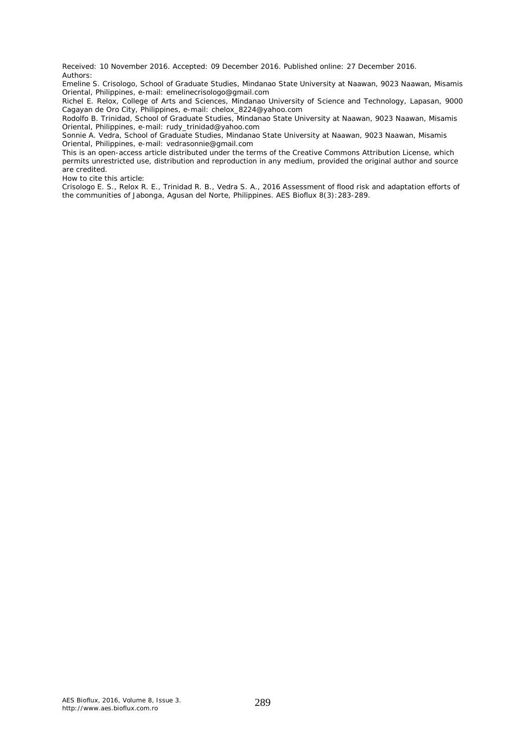Received: 10 November 2016. Accepted: 09 December 2016. Published online: 27 December 2016.

Authors:

Emeline S. Crisologo, School of Graduate Studies, Mindanao State University at Naawan, 9023 Naawan, Misamis Oriental, Philippines, e-mail: emelinecrisologo@gmail.com

Richel E. Relox, College of Arts and Sciences, Mindanao University of Science and Technology, Lapasan, 9000 Cagayan de Oro City, Philippines, e-mail: chelox_8224@yahoo.com

Rodolfo B. Trinidad, School of Graduate Studies, Mindanao State University at Naawan, 9023 Naawan, Misamis Oriental, Philippines, e-mail: rudy_trinidad@yahoo.com

Sonnie A. Vedra, School of Graduate Studies, Mindanao State University at Naawan, 9023 Naawan, Misamis Oriental, Philippines, e-mail: vedrasonnie@gmail.com

This is an open-access article distributed under the terms of the Creative Commons Attribution License, which permits unrestricted use, distribution and reproduction in any medium, provided the original author and source are credited.

How to cite this article:

Crisologo E. S., Relox R. E., Trinidad R. B., Vedra S. A., 2016 Assessment of flood risk and adaptation efforts of the communities of Jabonga, Agusan del Norte, Philippines. AES Bioflux 8(3):283-289.